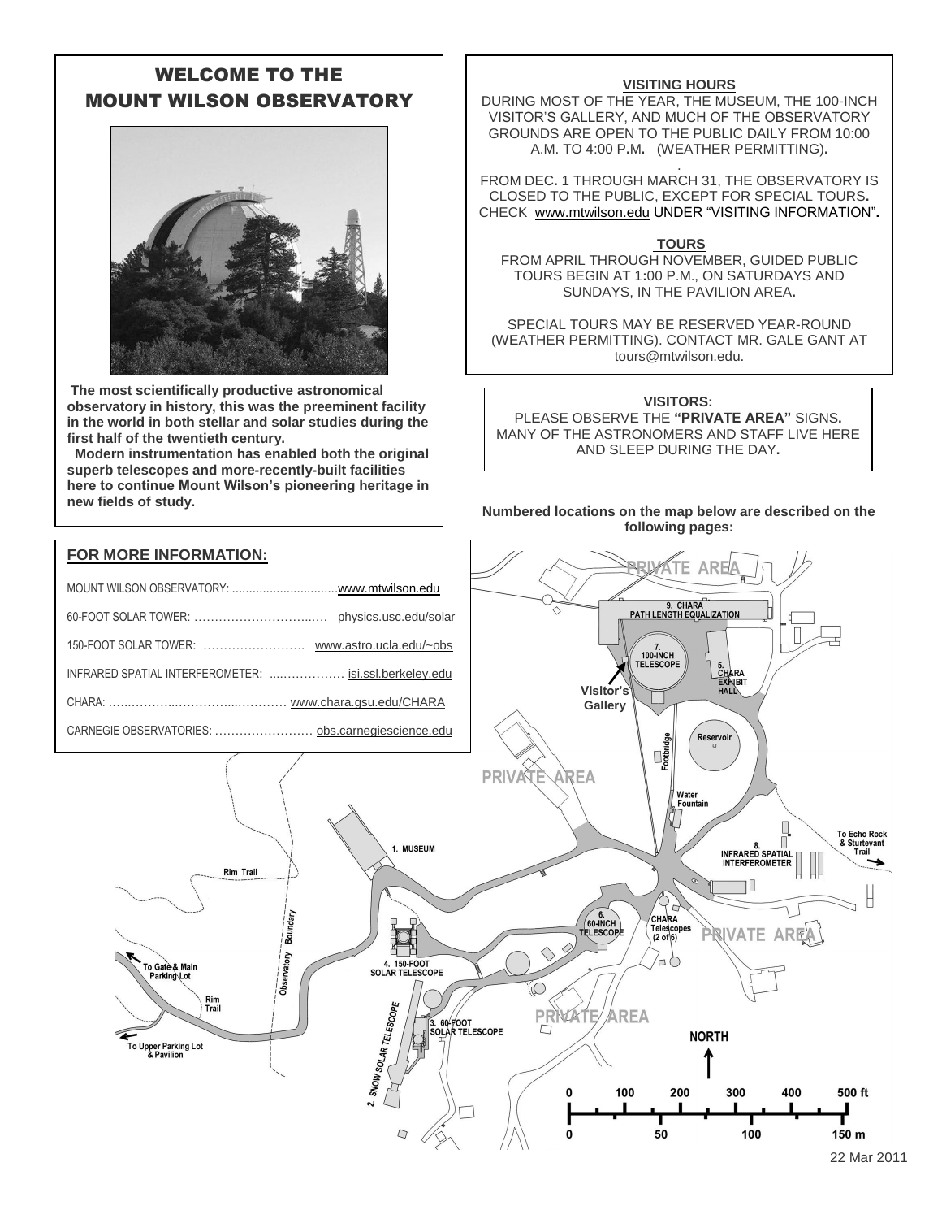# WELCOME TO THE MOUNT WILSON OBSERVATORY

**The most scientifically productive astronomical observatory in history, this was the preeminent facility in the world in both stellar and solar studies during the first half of the twentieth century.**

**Modern instrumentation has enabled both the original superb telescopes and more-recently-built facilities here to continue Mount Wilson's pioneering heritage in new fields of study.**

## VISITING HOURS

DURING MOST OF THE YEAR, THE MUSEUM, THE 100-INCH VISITOR'S GALLERY, AND MUCH OF THE OBSERVATORY GROUNDS ARE OPEN TO THE PUBLIC DAILY FROM 10:00 A.M. TO 4:00 P.M. (WEATHER PERMITTING).

FROM DEC. 1 THROUGH MARCH 31, THE OBSERVATORY IS CLOSED TO THE PUBLIC, EXCEPT FOR SPECIAL TOURS. CHECK www.mtwilson.edu UNDER "VISITING INFORMATION".

## TOURS

FROM APRIL THROUGH NOVEMBER, GUIDED PUBLIC TOURS BEGIN AT 1:00 P.M., ON SATURDAYS AND SUNDAYS, IN THE PAVILION AREA.

SPECIAL TOURS MAY BE RESERVED YEAR-ROUND (WEATHER PERMITTING). CONTACT MR. GALE GANT AT tours@mtwilson.edu.

**VISITORS:**

PLEASE OBSERVE THE **"PRIVATE AREA"** SIGNS. MANY OF THE ASTRONOMERS AND STAFF LIVE HERE AND SLEEP DURING THE DAY.

## FOR MORE INFORMATION:

- MOUNT WILSON OBSERVATORY: .............................. www.mtwilson.edu
- 60-FOOT SOLAR TOWER: ............................... physics.usc.edu/solar
- 150-FOOT SOLAR TOWER: ........................ www.astro.ucla.edu/~obs
- INFRARED SPATIAL INTERFEROMETER: .................. isi.ssl.berkeley.edu
- CHARA: ................................................ www.chara.gsu.edu/CHARA
- CARNEGIE OBSERVATORIES: ........................ obs.carnegiescience.edu

**Numbered locations on the map below are described on the following pages:**

1. MUSEUM
2. SNOW SOLAR TELESCOPE
3. 60-FOOT SOLAR TELESCOPE
4. 150-FOOT SOLAR TELESCOPE
5. CHARA EXHIBIT HALL
6. 60-INCH TELESCOPE
7. 100-INCH TELESCOPE
8. INFRARED SPATIAL INTERFEROMETER
9. CHARA PATH LENGTH EQUALIZATION

22 Mar 2011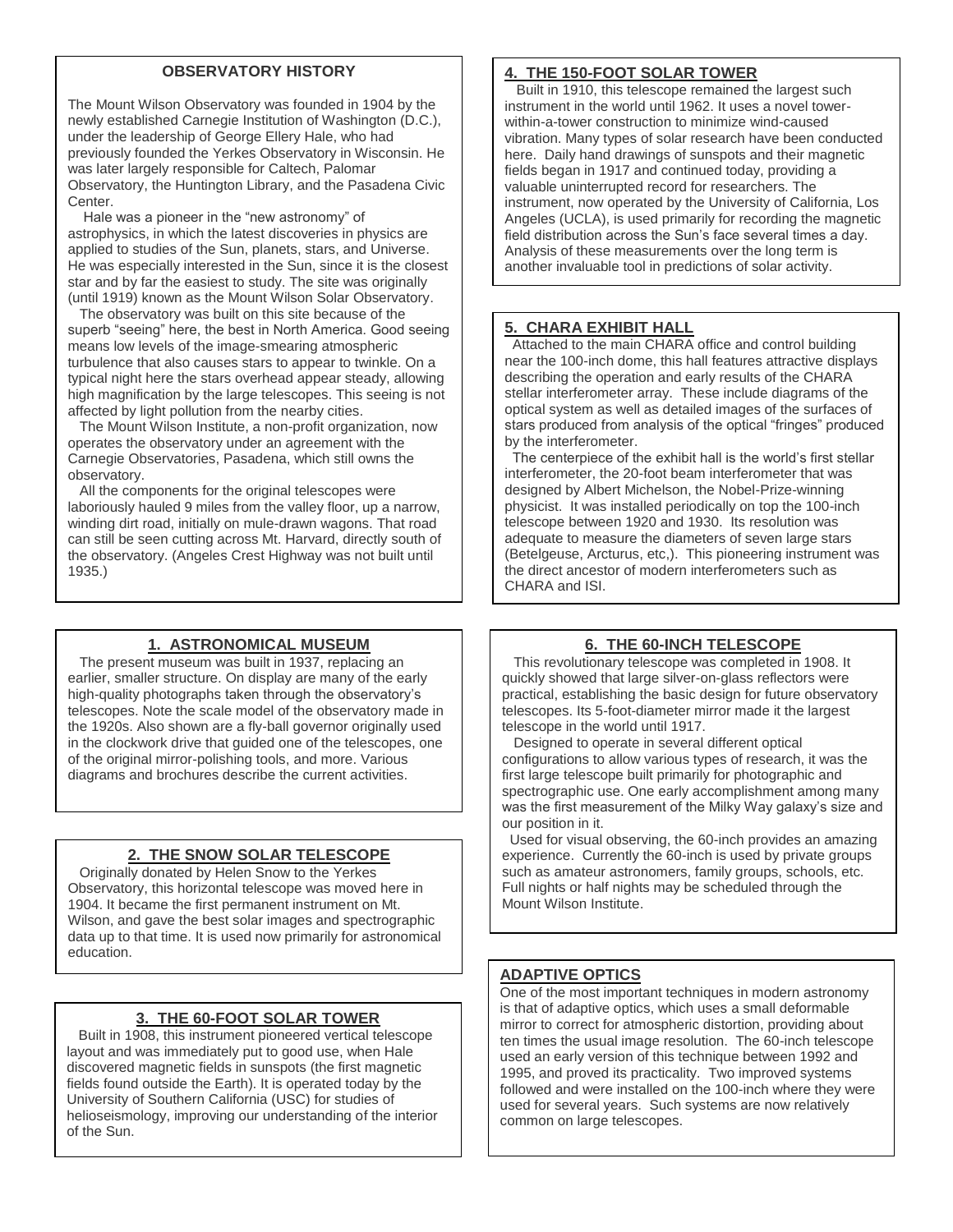## OBSERVATORY HISTORY

The Mount Wilson Observatory was founded in 1904 by the newly established Carnegie Institution of Washington (D.C.), under the leadership of George Ellery Hale, who had previously founded the Yerkes Observatory in Wisconsin. He was later largely responsible for Caltech, Palomar Observatory, the Huntington Library, and the Pasadena Civic Center.

Hale was a pioneer in the "new astronomy" of astrophysics, in which the latest discoveries in physics are applied to studies of the Sun, planets, stars, and Universe. He was especially interested in the Sun, since it is the closest star and by far the easiest to study. The site was originally (until 1919) known as the Mount Wilson Solar Observatory.

The observatory was built on this site because of the superb "seeing" here, the best in North America. Good seeing means low levels of the image-smearing atmospheric turbulence that also causes stars to appear to twinkle. On a typical night here the stars overhead appear steady, allowing high magnification by the large telescopes. This seeing is not affected by light pollution from the nearby cities.

The Mount Wilson Institute, a non-profit organization, now operates the observatory under an agreement with the Carnegie Observatories, Pasadena, which still owns the observatory.

All the components for the original telescopes were laboriously hauled 9 miles from the valley floor, up a narrow, winding dirt road, initially on mule-drawn wagons. That road can still be seen cutting across Mt. Harvard, directly south of the observatory. (Angeles Crest Highway was not built until 1935.)

## 1. ASTRONOMICAL MUSEUM

The present museum was built in 1937, replacing an earlier, smaller structure. On display are many of the early high-quality photographs taken through the observatory's telescopes. Note the scale model of the observatory made in the 1920s. Also shown are a fly-ball governor originally used in the clockwork drive that guided one of the telescopes, one of the original mirror-polishing tools, and more. Various diagrams and brochures describe the current activities.

## 2. THE SNOW SOLAR TELESCOPE

Originally donated by Helen Snow to the Yerkes Observatory, this horizontal telescope was moved here in 1904. It became the first permanent instrument on Mt. Wilson, and gave the best solar images and spectrographic data up to that time. It is used now primarily for astronomical education.

## 3. THE 60-FOOT SOLAR TOWER

Built in 1908, this instrument pioneered vertical telescope layout and was immediately put to good use, when Hale discovered magnetic fields in sunspots (the first magnetic fields found outside the Earth). It is operated today by the University of Southern California (USC) for studies of helioseismology, improving our understanding of the interior of the Sun.

## 4. THE 150-FOOT SOLAR TOWER

Built in 1910, this telescope remained the largest such instrument in the world until 1962. It uses a novel tower-within-a-tower construction to minimize wind-caused vibration. Many types of solar research have been conducted here. Daily hand drawings of sunspots and their magnetic fields began in 1917 and continued today, providing a valuable uninterrupted record for researchers. The instrument, now operated by the University of California, Los Angeles (UCLA), is used primarily for recording the magnetic field distribution across the Sun's face several times a day. Analysis of these measurements over the long term is another invaluable tool in predictions of solar activity.

## 5. CHARA EXHIBIT HALL

Attached to the main CHARA office and control building near the 100-inch dome, this hall features attractive displays describing the operation and early results of the CHARA stellar interferometer array. These include diagrams of the optical system as well as detailed images of the surfaces of stars produced from analysis of the optical "fringes" produced by the interferometer.

The centerpiece of the exhibit hall is the world's first stellar interferometer, the 20-foot beam interferometer that was designed by Albert Michelson, the Nobel-Prize-winning physicist. It was installed periodically on top the 100-inch telescope between 1920 and 1930. Its resolution was adequate to measure the diameters of seven large stars (Betelgeuse, Arcturus, etc,). This pioneering instrument was the direct ancestor of modern interferometers such as CHARA and ISI.

## 6. THE 60-INCH TELESCOPE

This revolutionary telescope was completed in 1908. It quickly showed that large silver-on-glass reflectors were practical, establishing the basic design for future observatory telescopes. Its 5-foot-diameter mirror made it the largest telescope in the world until 1917.

Designed to operate in several different optical configurations to allow various types of research, it was the first large telescope built primarily for photographic and spectrographic use. One early accomplishment among many was the first measurement of the Milky Way galaxy's size and our position in it.

Used for visual observing, the 60-inch provides an amazing experience. Currently the 60-inch is used by private groups such as amateur astronomers, family groups, schools, etc. Full nights or half nights may be scheduled through the Mount Wilson Institute.

## ADAPTIVE OPTICS

One of the most important techniques in modern astronomy is that of adaptive optics, which uses a small deformable mirror to correct for atmospheric distortion, providing about ten times the usual image resolution. The 60-inch telescope used an early version of this technique between 1992 and 1995, and proved its practicality. Two improved systems followed and were installed on the 100-inch where they were used for several years. Such systems are now relatively common on large telescopes.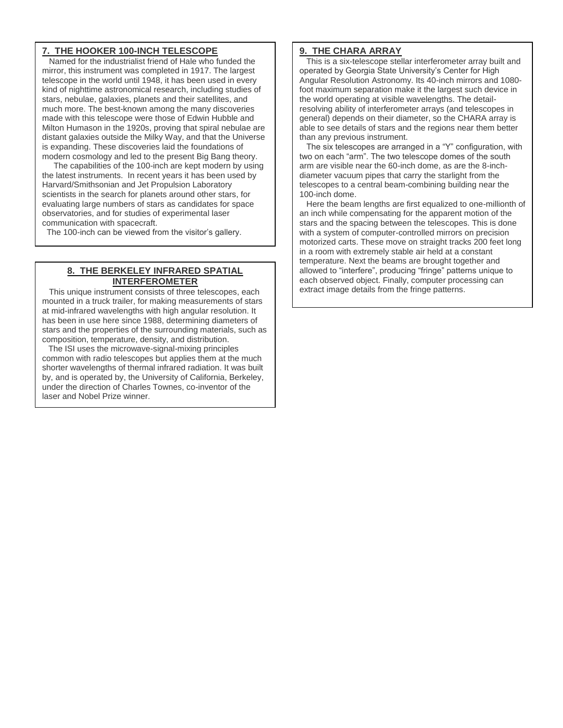## 7. THE HOOKER 100-INCH TELESCOPE

Named for the industrialist friend of Hale who funded the mirror, this instrument was completed in 1917. The largest telescope in the world until 1948, it has been used in every kind of nighttime astronomical research, including studies of stars, nebulae, galaxies, planets and their satellites, and much more. The best-known among the many discoveries made with this telescope were those of Edwin Hubble and Milton Humason in the 1920s, proving that spiral nebulae are distant galaxies outside the Milky Way, and that the Universe is expanding. These discoveries laid the foundations of modern cosmology and led to the present Big Bang theory.

The capabilities of the 100-inch are kept modern by using the latest instruments. In recent years it has been used by Harvard/Smithsonian and Jet Propulsion Laboratory scientists in the search for planets around other stars, for evaluating large numbers of stars as candidates for space observatories, and for studies of experimental laser communication with spacecraft.

The 100-inch can be viewed from the visitor's gallery.

## 8. THE BERKELEY INFRARED SPATIAL INTERFEROMETER

This unique instrument consists of three telescopes, each mounted in a truck trailer, for making measurements of stars at mid-infrared wavelengths with high angular resolution. It has been in use here since 1988, determining diameters of stars and the properties of the surrounding materials, such as composition, temperature, density, and distribution.

The ISI uses the microwave-signal-mixing principles common with radio telescopes but applies them at the much shorter wavelengths of thermal infrared radiation. It was built by, and is operated by, the University of California, Berkeley, under the direction of Charles Townes, co-inventor of the laser and Nobel Prize winner.

## 9. THE CHARA ARRAY

This is a six-telescope stellar interferometer array built and operated by Georgia State University's Center for High Angular Resolution Astronomy. Its 40-inch mirrors and 1080-foot maximum separation make it the largest such device in the world operating at visible wavelengths. The detail-resolving ability of interferometer arrays (and telescopes in general) depends on their diameter, so the CHARA array is able to see details of stars and the regions near them better than any previous instrument.

The six telescopes are arranged in a "Y" configuration, with two on each "arm". The two telescope domes of the south arm are visible near the 60-inch dome, as are the 8-inch-diameter vacuum pipes that carry the starlight from the telescopes to a central beam-combining building near the 100-inch dome.

Here the beam lengths are first equalized to one-millionth of an inch while compensating for the apparent motion of the stars and the spacing between the telescopes. This is done with a system of computer-controlled mirrors on precision motorized carts. These move on straight tracks 200 feet long in a room with extremely stable air held at a constant temperature. Next the beams are brought together and allowed to "interfere", producing "fringe" patterns unique to each observed object. Finally, computer processing can extract image details from the fringe patterns.